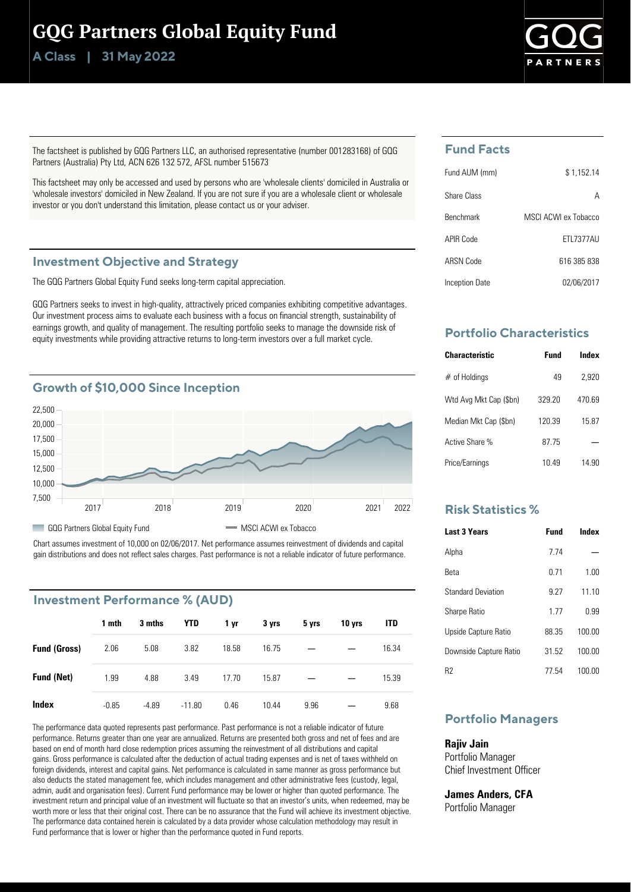# GQG Partners Global Equity Fund

**A Class | 31 May 2022**

GQG PARTNERS

The factsheet is published by GQG Partners LLC, an authorised representative (number 001283168) of GQG Partners (Australia) Pty Ltd, ACN 626 132 572, AFSL number 515673

This factsheet may only be accessed and used by persons who are 'wholesale clients' domiciled in Australia or 'wholesale investors' domiciled in New Zealand. If you are not sure if you are a wholesale client or wholesale investor or you don't understand this limitation, please contact us or your adviser.

## Investment Objective and Strategy

The GQG Partners Global Equity Fund seeks long-term capital appreciation.

GQG Partners seeks to invest in high-quality, attractively priced companies exhibiting competitive advantages. Our investment process aims to evaluate each business with a focus on financial strength, sustainability of earnings growth, and quality of management. The resulting portfolio seeks to manage the downside risk of equity investments while providing attractive returns to long-term investors over a full market cycle.

## Growth of $10,000 Since Inception

22,500
20,000
17,500
15,000
12,500
10,000
7,500

2017 2018 2019 2020 2021 2022

GQG Partners Global Equity Fund
MSCI ACWI ex Tobacco

Chart assumes investment of 10,000 on 02/06/2017. Net performance assumes reinvestment of dividends and capital gain distributions and does not reflect sales charges. Past performance is not a reliable indicator of future performance.

## Investment Performance % (AUD)

| | 1 mth | 3 mths | YTD | 1 yr | 3 yrs | 5 yrs | 10 yrs | ITD |
|---|---|---|---|---|---|---|---|---|
| **Fund (Gross)** | 2.06 | 5.08 | 3.82 | 18.58 | 16.75 | — | — | 16.34 |
| **Fund (Net)** | 1.99 | 4.88 | 3.49 | 17.70 | 15.87 | — | — | 15.39 |
| **Index** | -0.85 | -4.89 | -11.80 | 0.46 | 10.44 | 9.96 | — | 9.68 |

The performance data quoted represents past performance. Past performance is not a reliable indicator of future performance. Returns greater than one year are annualized. Returns are presented both gross and net of fees and are based on end of month hard close redemption prices assuming the reinvestment of all distributions and capital gains. Gross performance is calculated after the deduction of actual trading expenses and is net of taxes withheld on foreign dividends, interest and capital gains. Net performance is calculated in same manner as gross performance but also deducts the stated management fee, which includes management and other administrative fees (custody, legal, admin, audit and organisation fees). Current Fund performance may be lower or higher than quoted performance. The investment return and principal value of an investment will fluctuate so that an investor's units, when redeemed, may be worth more or less that their original cost. There can be no assurance that the Fund will achieve its investment objective. The performance data contained herein is calculated by a data provider whose calculation methodology may result in Fund performance that is lower or higher than the performance quoted in Fund reports.

## Fund Facts

| | |
|---|---|
| Fund AUM (mm) | $ 1,152.14 |
| Share Class | A |
| Benchmark | MSCI ACWI ex Tobacco |
| APIR Code | ETL7377AU |
| ARSN Code | 616 385 838 |
| Inception Date | 02/06/2017 |

## Portfolio Characteristics

| Characteristic | Fund | Index |
|---|---|---|
| # of Holdings | 49 | 2,920 |
| Wtd Avg Mkt Cap ($bn) | 329.20 | 470.69 |
| Median Mkt Cap ($bn) | 120.39 | 15.87 |
| Active Share % | 87.75 | — |
| Price/Earnings | 10.49 | 14.90 |

## Risk Statistics %

| Last 3 Years | Fund | Index |
|---|---|---|
| Alpha | 7.74 | — |
| Beta | 0.71 | 1.00 |
| Standard Deviation | 9.27 | 11.10 |
| Sharpe Ratio | 1.77 | 0.99 |
| Upside Capture Ratio | 88.35 | 100.00 |
| Downside Capture Ratio | 31.52 | 100.00 |
| R2 | 77.54 | 100.00 |

## Portfolio Managers

**Rajiv Jain**
Portfolio Manager
Chief Investment Officer

**James Anders, CFA**
Portfolio Manager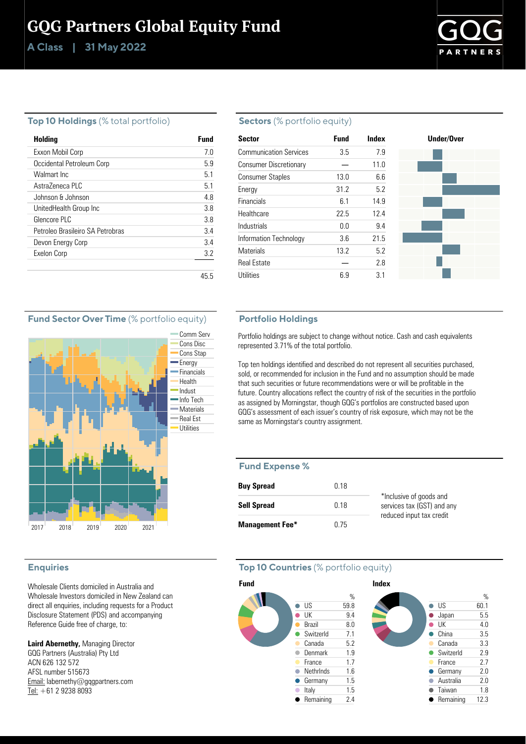# GQG Partners Global Equity Fund

**A Class | 31 May 2022**

## Top 10 Holdings (% total portfolio)

| Holding | Fund |
|---|---|
| Exxon Mobil Corp | 7.0 |
| Occidental Petroleum Corp | 5.9 |
| Walmart Inc | 5.1 |
| AstraZeneca PLC | 5.1 |
| Johnson & Johnson | 4.8 |
| UnitedHealth Group Inc | 3.8 |
| Glencore PLC | 3.8 |
| Petroleo Brasileiro SA Petrobras | 3.4 |
| Devon Energy Corp | 3.4 |
| Exelon Corp | 3.2 |
| | 45.5 |

## Sectors (% portfolio equity)

| Sector | Fund | Index |
|---|---|---|
| Communication Services | 3.5 | 7.9 |
| Consumer Discretionary | — | 11.0 |
| Consumer Staples | 13.0 | 6.6 |
| Energy | 31.2 | 5.2 |
| Financials | 6.1 | 14.9 |
| Healthcare | 22.5 | 12.4 |
| Industrials | 0.0 | 9.4 |
| Information Technology | 3.6 | 21.5 |
| Materials | 13.2 | 5.2 |
| Real Estate | — | 2.8 |
| Utilities | 6.9 | 3.1 |

## Fund Sector Over Time (% portfolio equity)

## Portfolio Holdings

Portfolio holdings are subject to change without notice. Cash and cash equivalents represented 3.71% of the total portfolio.

Top ten holdings identified and described do not represent all securities purchased, sold, or recommended for inclusion in the Fund and no assumption should be made that such securities or future recommendations were or will be profitable in the future. Country allocations reflect the country of risk of the securities in the portfolio as assigned by Morningstar, though GQG's portfolios are constructed based upon GQG's assessment of each issuer's country of risk exposure, which may not be the same as Morningstar's country assignment.

## Fund Expense %

| | |
|---|---|
| **Buy Spread** | 0.18 |
| **Sell Spread** | 0.18 |
| **Management Fee*** | 0.75 |

*Inclusive of goods and services tax (GST) and any reduced input tax credit

## Enquiries

Wholesale Clients domiciled in Australia and Wholesale Investors domiciled in New Zealand can direct all enquiries, including requests for a Product Disclosure Statement (PDS) and accompanying Reference Guide free of charge, to:

**Laird Abernethy,** Managing Director
GQG Partners (Australia) Pty Ltd
ACN 626 132 572
AFSL number 515673
Email: labernethy@gqgpartners.com
Tel: +61 2 9238 8093

## Top 10 Countries (% portfolio equity)

**Fund**

| Country | % |
|---|---|
| US | 59.8 |
| UK | 9.4 |
| Brazil | 8.0 |
| Switzerld | 7.1 |
| Canada | 5.2 |
| Denmark | 1.9 |
| France | 1.7 |
| Nethrlnds | 1.6 |
| Germany | 1.5 |
| Italy | 1.5 |
| Remaining | 2.4 |

**Index**

| Country | % |
|---|---|
| US | 60.1 |
| Japan | 5.5 |
| UK | 4.0 |
| China | 3.5 |
| Canada | 3.3 |
| Switzerld | 2.9 |
| France | 2.7 |
| Germany | 2.0 |
| Australia | 2.0 |
| Taiwan | 1.8 |
| Remaining | 12.3 |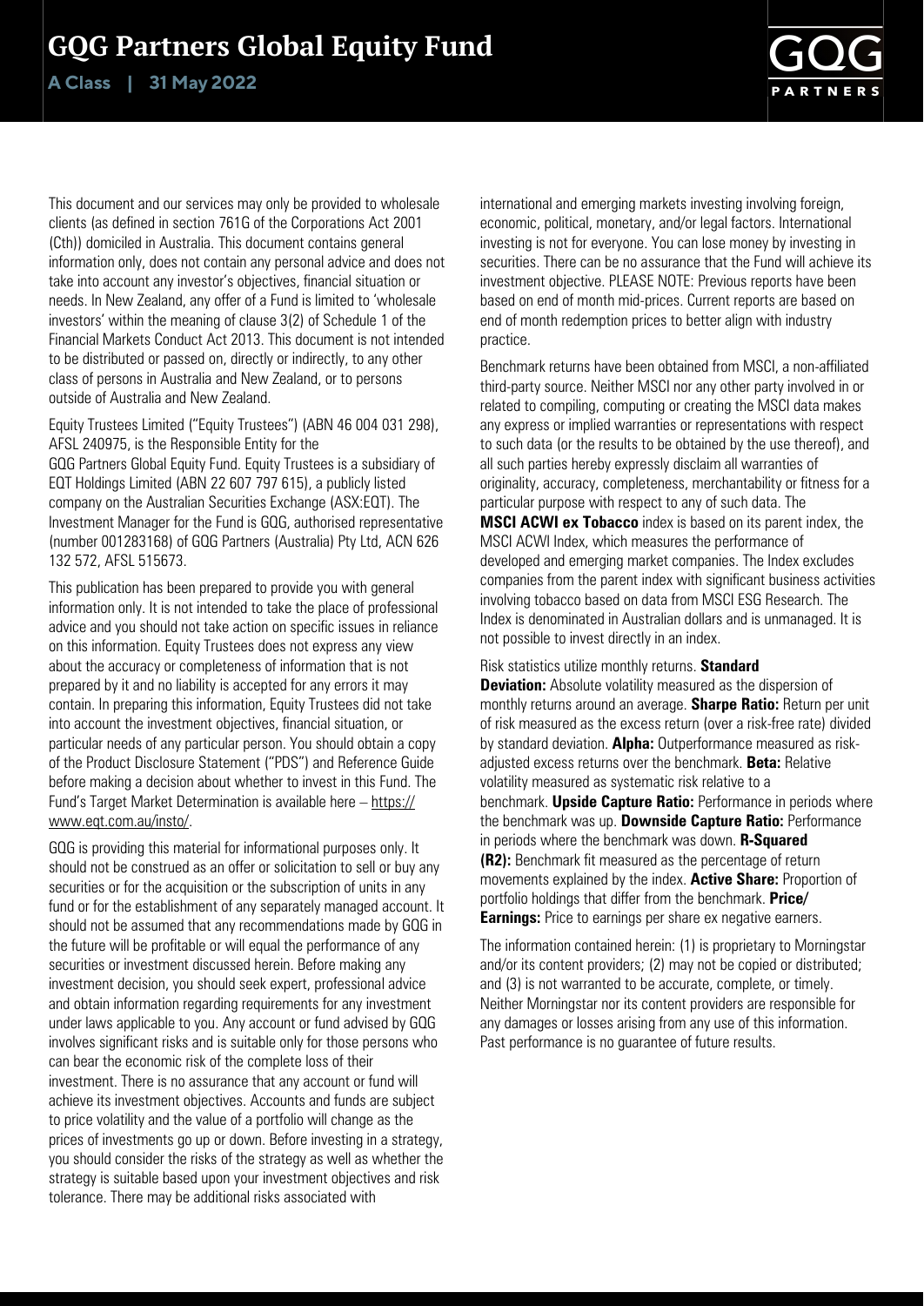# GQG Partners Global Equity Fund

**A Class | 31 May 2022**

This document and our services may only be provided to wholesale clients (as defined in section 761G of the Corporations Act 2001 (Cth)) domiciled in Australia. This document contains general information only, does not contain any personal advice and does not take into account any investor's objectives, financial situation or needs. In New Zealand, any offer of a Fund is limited to 'wholesale investors' within the meaning of clause 3(2) of Schedule 1 of the Financial Markets Conduct Act 2013. This document is not intended to be distributed or passed on, directly or indirectly, to any other class of persons in Australia and New Zealand, or to persons outside of Australia and New Zealand.

Equity Trustees Limited ("Equity Trustees") (ABN 46 004 031 298), AFSL 240975, is the Responsible Entity for the GQG Partners Global Equity Fund. Equity Trustees is a subsidiary of EQT Holdings Limited (ABN 22 607 797 615), a publicly listed company on the Australian Securities Exchange (ASX:EQT). The Investment Manager for the Fund is GQG, authorised representative (number 001283168) of GQG Partners (Australia) Pty Ltd, ACN 626 132 572, AFSL 515673.

This publication has been prepared to provide you with general information only. It is not intended to take the place of professional advice and you should not take action on specific issues in reliance on this information. Equity Trustees does not express any view about the accuracy or completeness of information that is not prepared by it and no liability is accepted for any errors it may contain. In preparing this information, Equity Trustees did not take into account the investment objectives, financial situation, or particular needs of any particular person. You should obtain a copy of the Product Disclosure Statement ("PDS") and Reference Guide before making a decision about whether to invest in this Fund. The Fund's Target Market Determination is available here – https://www.eqt.com.au/insto/.

GQG is providing this material for informational purposes only. It should not be construed as an offer or solicitation to sell or buy any securities or for the acquisition or the subscription of units in any fund or for the establishment of any separately managed account. It should not be assumed that any recommendations made by GQG in the future will be profitable or will equal the performance of any securities or investment discussed herein. Before making any investment decision, you should seek expert, professional advice and obtain information regarding requirements for any investment under laws applicable to you. Any account or fund advised by GQG involves significant risks and is suitable only for those persons who can bear the economic risk of the complete loss of their investment. There is no assurance that any account or fund will achieve its investment objectives. Accounts and funds are subject to price volatility and the value of a portfolio will change as the prices of investments go up or down. Before investing in a strategy, you should consider the risks of the strategy as well as whether the strategy is suitable based upon your investment objectives and risk tolerance. There may be additional risks associated with international and emerging markets investing involving foreign, economic, political, monetary, and/or legal factors. International investing is not for everyone. You can lose money by investing in securities. There can be no assurance that the Fund will achieve its investment objective. PLEASE NOTE: Previous reports have been based on end of month mid-prices. Current reports are based on end of month redemption prices to better align with industry practice.

Benchmark returns have been obtained from MSCI, a non-affiliated third-party source. Neither MSCI nor any other party involved in or related to compiling, computing or creating the MSCI data makes any express or implied warranties or representations with respect to such data (or the results to be obtained by the use thereof), and all such parties hereby expressly disclaim all warranties of originality, accuracy, completeness, merchantability or fitness for a particular purpose with respect to any of such data. The **MSCI ACWI ex Tobacco** index is based on its parent index, the MSCI ACWI Index, which measures the performance of developed and emerging market companies. The Index excludes companies from the parent index with significant business activities involving tobacco based on data from MSCI ESG Research. The Index is denominated in Australian dollars and is unmanaged. It is not possible to invest directly in an index.

Risk statistics utilize monthly returns. **Standard Deviation:** Absolute volatility measured as the dispersion of monthly returns around an average. **Sharpe Ratio:** Return per unit of risk measured as the excess return (over a risk-free rate) divided by standard deviation. **Alpha:** Outperformance measured as risk-adjusted excess returns over the benchmark. **Beta:** Relative volatility measured as systematic risk relative to a benchmark. **Upside Capture Ratio:** Performance in periods where the benchmark was up. **Downside Capture Ratio:** Performance in periods where the benchmark was down. **R-Squared (R2):** Benchmark fit measured as the percentage of return movements explained by the index. **Active Share:** Proportion of portfolio holdings that differ from the benchmark. **Price/Earnings:** Price to earnings per share ex negative earners.

The information contained herein: (1) is proprietary to Morningstar and/or its content providers; (2) may not be copied or distributed; and (3) is not warranted to be accurate, complete, or timely. Neither Morningstar nor its content providers are responsible for any damages or losses arising from any use of this information. Past performance is no guarantee of future results.